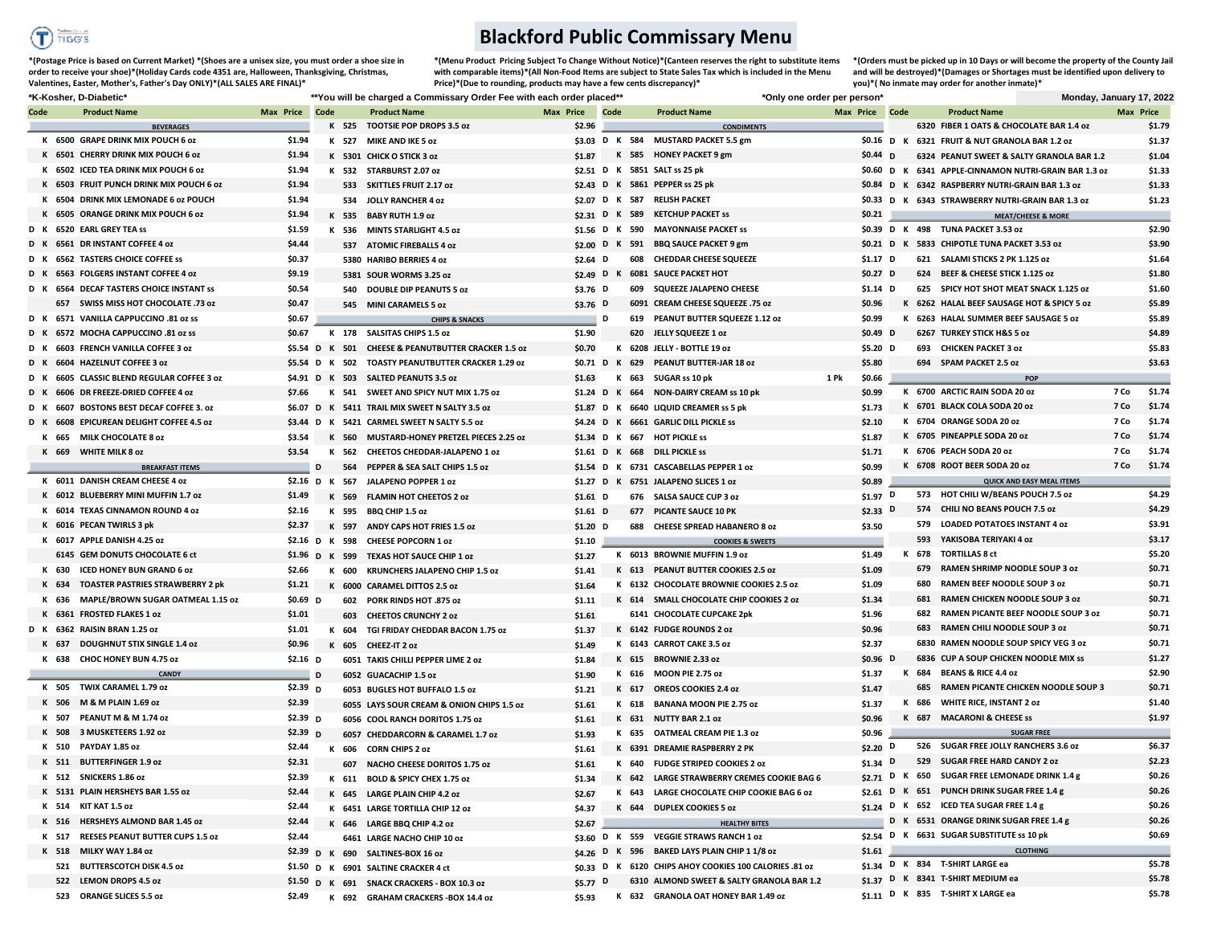# Blackford Public Commissary Menu

*(Postage Price is based on Current Market) *(Shoes are a unisex size, you must order a shoe size in order to receive your shoe)*(Holiday Cards code 4351 are, Halloween, Thanksgiving, Christmas, Valentines, Easter, Mother's, Father's Day ONLY)*(ALL SALES ARE FINAL)*

*(Menu Product Pricing Subject To Change Without Notice)*(Canteen reserves the right to substitute items with comparable items)*(All Non-Food Items are subject to State Sales Tax which is included in the Menu Price)*(Due to rounding, products may have a few cents discrepancy)*

*(Orders must be picked up in 10 Days or will become the property of the County Jail and will be destroyed)*(Damages or Shortages must be identified upon delivery to you)*( No inmate may order for another inmate)*

*K-Kosher, D-Diabetic*

**You will be charged a Commissary Order Fee with each order placed**

*Only one order per person*

Monday, January 17, 2022

| | | Code | Product Name | Max | Price |
|---|---|---|---|---|---|
| | | | **BEVERAGES** | | |
| | K | 6500 | GRAPE DRINK MIX POUCH 6 oz | | $1.94 |
| | K | 6501 | CHERRY DRINK MIX POUCH 6 oz | | $1.94 |
| | K | 6502 | ICED TEA DRINK MIX POUCH 6 oz | | $1.94 |
| | K | 6503 | FRUIT PUNCH DRINK MIX POUCH 6 oz | | $1.94 |
| | K | 6504 | DRINK MIX LEMONADE 6 oz POUCH | | $1.94 |
| | K | 6505 | ORANGE DRINK MIX POUCH 6 oz | | $1.94 |
| D | K | 6520 | EARL GREY TEA ss | | $1.59 |
| D | K | 6561 | DR INSTANT COFFEE 4 oz | | $4.44 |
| D | K | 6562 | TASTERS CHOICE COFFEE ss | | $0.37 |
| D | K | 6563 | FOLGERS INSTANT COFFEE 4 oz | | $9.19 |
| D | K | 6564 | DECAF TASTERS CHOICE INSTANT ss | | $0.54 |
| | | 657 | SWISS MISS HOT CHOCOLATE .73 oz | | $0.47 |
| D | K | 6571 | VANILLA CAPPUCCINO .81 oz ss | | $0.67 |
| D | K | 6572 | MOCHA CAPPUCCINO .81 oz ss | | $0.67 |
| D | K | 6603 | FRENCH VANILLA COFFEE 3 oz | | $5.54 |
| D | K | 6604 | HAZELNUT COFFEE 3 oz | | $5.54 |
| D | K | 6605 | CLASSIC BLEND REGULAR COFFEE 3 oz | | $4.91 |
| D | K | 6606 | DR FREEZE-DRIED COFFEE 4 oz | | $7.66 |
| D | K | 6607 | BOSTONS BEST DECAF COFFEE 3. oz | | $6.07 |
| D | K | 6608 | EPICUREAN DELIGHT COFFEE 4.5 oz | | $3.44 |
| | K | 665 | MILK CHOCOLATE 8 oz | | $3.54 |
| | K | 669 | WHITE MILK 8 oz | | $3.54 |
| | | | **BREAKFAST ITEMS** | | |
| | K | 6011 | DANISH CREAM CHEESE 4 oz | | $2.16 |
| | K | 6012 | BLUEBERRY MINI MUFFIN 1.7 oz | | $1.49 |
| | K | 6014 | TEXAS CINNAMON ROUND 4 oz | | $2.16 |
| | K | 6016 | PECAN TWIRLS 3 pk | | $2.37 |
| | K | 6017 | APPLE DANISH 4.25 oz | | $2.16 |
| | | 6145 | GEM DONUTS CHOCOLATE 6 ct | | $1.96 |
| | K | 630 | ICED HONEY BUN GRAND 6 oz | | $2.66 |
| | K | 634 | TOASTER PASTRIES STRAWBERRY 2 pk | | $1.21 |
| | K | 636 | MAPLE/BROWN SUGAR OATMEAL 1.15 oz | | $0.69 |
| | K | 6361 | FROSTED FLAKES 1 oz | | $1.01 |
| D | K | 6362 | RAISIN BRAN 1.25 oz | | $1.01 |
| | K | 637 | DOUGHNUT STIX SINGLE 1.4 oz | | $0.96 |
| | K | 638 | CHOC HONEY BUN 4.75 oz | | $2.16 |
| | | | **CANDY** | | |
| | K | 505 | TWIX CARAMEL 1.79 oz | | $2.39 |
| | K | 506 | M & M PLAIN 1.69 oz | | $2.39 |
| | K | 507 | PEANUT M & M 1.74 oz | | $2.39 |
| | K | 508 | 3 MUSKETEERS 1.92 oz | | $2.39 |
| | K | 510 | PAYDAY 1.85 oz | | $2.44 |
| | K | 511 | BUTTERFINGER 1.9 oz | | $2.31 |
| | K | 512 | SNICKERS 1.86 oz | | $2.39 |
| | K | 5131 | PLAIN HERSHEYS BAR 1.55 oz | | $2.44 |
| | K | 514 | KIT KAT 1.5 oz | | $2.44 |
| | K | 516 | HERSHEYS ALMOND BAR 1.45 oz | | $2.44 |
| | K | 517 | REESES PEANUT BUTTER CUPS 1.5 oz | | $2.44 |
| | K | 518 | MILKY WAY 1.84 oz | | $2.39 |
| | | 521 | BUTTERSCOTCH DISK 4.5 oz | | $1.50 |
| | | 522 | LEMON DROPS 4.5 oz | | $1.50 |
| | | 523 | ORANGE SLICES 5.5 oz | | $2.49 |
| | K | 525 | TOOTSIE POP DROPS 3.5 oz | | $2.96 |
| | K | 527 | MIKE AND IKE 5 oz | | $3.03 |
| | K | 5301 | CHICK O STICK 3 oz | | $1.87 |
| | K | 532 | STARBURST 2.07 oz | | $2.51 |
| | | 533 | SKITTLES FRUIT 2.17 oz | | $2.43 |
| | | 534 | JOLLY RANCHER 4 oz | | $2.07 |
| | K | 535 | BABY RUTH 1.9 oz | | $2.31 |
| | K | 536 | MINTS STARLIGHT 4.5 oz | | $1.56 |
| | | 537 | ATOMIC FIREBALLS 4 oz | | $2.00 |
| | | 5380 | HARIBO BERRIES 4 oz | | $2.64 |
| | | 5381 | SOUR WORMS 3.25 oz | | $2.49 |
| | | 540 | DOUBLE DIP PEANUTS 5 oz | | $3.76 |
| | | 545 | MINI CARAMELS 5 oz | | $3.76 |
| | | | **CHIPS & SNACKS** | | |
| | K | 178 | SALSITAS CHIPS 1.5 oz | | $1.90 |
| D | K | 501 | CHEESE & PEANUTBUTTER CRACKER 1.5 oz | | $0.70 |
| D | K | 502 | TOASTY PEANUTBUTTER CRACKER 1.29 oz | | $0.71 |
| D | K | 503 | SALTED PEANUTS 3.5 oz | | $1.63 |
| | K | 541 | SWEET AND SPICY NUT MIX 1.75 oz | | $1.24 |
| D | K | 5411 | TRAIL MIX SWEET N SALTY 3.5 oz | | $1.87 |
| D | K | 5421 | CARMEL SWEET N SALTY 5.5 oz | | $4.24 |
| | K | 560 | MUSTARD-HONEY PRETZEL PIECES 2.25 oz | | $1.34 |
| | K | 562 | CHEETOS CHEDDAR-JALAPENO 1 oz | | $1.61 |
| D | | 564 | PEPPER & SEA SALT CHIPS 1.5 oz | | $1.54 |
| D | K | 567 | JALAPENO POPPER 1 oz | | $1.27 |
| | K | 569 | FLAMIN HOT CHEETOS 2 oz | | $1.61 |
| | K | 595 | BBQ CHIP 1.5 oz | | $1.61 |
| | K | 597 | ANDY CAPS HOT FRIES 1.5 oz | | $1.20 |
| D | K | 598 | CHEESE POPCORN 1 oz | | $1.10 |
| D | K | 599 | TEXAS HOT SAUCE CHIP 1 oz | | $1.27 |
| | K | 600 | KRUNCHERS JALAPENO CHIP 1.5 oz | | $1.41 |
| | K | 6000 | CARAMEL DITTOS 2.5 oz | | $1.64 |
| D | | 602 | PORK RINDS HOT .875 oz | | $1.11 |
| | | 603 | CHEETOS CRUNCHY 2 oz | | $1.61 |
| | K | 604 | TGI FRIDAY CHEDDAR BACON 1.75 oz | | $1.37 |
| | K | 605 | CHEEZ-IT 2 oz | | $1.49 |
| D | | 6051 | TAKIS CHILLI PEPPER LIME 2 oz | | $1.84 |
| D | | 6052 | GUACACHIP 1.5 oz | | $1.90 |
| D | | 6053 | BUGLES HOT BUFFALO 1.5 oz | | $1.21 |
| | | 6055 | LAYS SOUR CREAM & ONION CHIPS 1.5 oz | | $1.61 |
| D | | 6056 | COOL RANCH DORITOS 1.75 oz | | $1.61 |
| D | | 6057 | CHEDDARCORN & CARAMEL 1.7 oz | | $1.93 |
| | K | 606 | CORN CHIPS 2 oz | | $1.61 |
| | | 607 | NACHO CHEESE DORITOS 1.75 oz | | $1.61 |
| | K | 611 | BOLD & SPICY CHEX 1.75 oz | | $1.34 |
| | K | 645 | LARGE PLAIN CHIP 4.2 oz | | $2.67 |
| | K | 6451 | LARGE TORTILLA CHIP 12 oz | | $4.37 |
| | K | 646 | LARGE BBQ CHIP 4.2 oz | | $2.67 |
| | | 6461 | LARGE NACHO CHIP 10 oz | | $3.60 |
| D | K | 690 | SALTINES-BOX 16 oz | | $4.26 |
| D | K | 6901 | SALTINE CRACKER 4 ct | | $0.33 |
| D | K | 691 | SNACK CRACKERS - BOX 10.3 oz | | $5.77 |
| | K | 692 | GRAHAM CRACKERS -BOX 14.4 oz | | $5.93 |
| | | | **CONDIMENTS** | | |
| D | K | 584 | MUSTARD PACKET 5.5 gm | | $0.16 |
| | K | 585 | HONEY PACKET 9 gm | | $0.44 |
| D | K | 5851 | SALT ss 25 pk | | $0.60 |
| D | K | 5861 | PEPPER ss 25 pk | | $0.84 |
| D | K | 587 | RELISH PACKET | | $0.33 |
| D | K | 589 | KETCHUP PACKET ss | | $0.21 |
| D | K | 590 | MAYONNAISE PACKET ss | | $0.39 |
| D | K | 591 | BBQ SAUCE PACKET 9 gm | | $0.21 |
| D | | 608 | CHEDDAR CHEESE SQUEEZE | | $1.17 |
| D | K | 6081 | SAUCE PACKET HOT | | $0.27 |
| D | | 609 | SQUEEZE JALAPENO CHEESE | | $1.14 |
| D | | 6091 | CREAM CHEESE SQUEEZE .75 oz | | $0.96 |
| D | | 619 | PEANUT BUTTER SQUEEZE 1.12 oz | | $0.99 |
| | | 620 | JELLY SQUEEZE 1 oz | | $0.49 |
| | K | 6208 | JELLY - BOTTLE 19 oz | | $5.20 |
| D | K | 629 | PEANUT BUTTER-JAR 18 oz | | $5.80 |
| | K | 663 | SUGAR ss 10 pk | 1 Pk | $0.66 |
| D | K | 664 | NON-DAIRY CREAM ss 10 pk | | $0.99 |
| D | K | 6640 | LIQUID CREAMER ss 5 pk | | $1.73 |
| D | K | 6661 | GARLIC DILL PICKLE ss | | $2.10 |
| D | K | 667 | HOT PICKLE ss | | $1.87 |
| D | K | 668 | DILL PICKLE ss | | $1.71 |
| D | K | 6731 | CASCABELLAS PEPPER 1 oz | | $0.99 |
| D | K | 6751 | JALAPENO SLICES 1 oz | | $0.89 |
| D | | 676 | SALSA SAUCE CUP 3 oz | | $1.97 |
| D | | 677 | PICANTE SAUCE 10 PK | | $2.33 |
| D | | 688 | CHEESE SPREAD HABANERO 8 oz | | $3.50 |
| | | | **COOKIES & SWEETS** | | |
| | K | 6013 | BROWNIE MUFFIN 1.9 oz | | $1.49 |
| | K | 613 | PEANUT BUTTER COOKIES 2.5 oz | | $1.09 |
| | K | 6132 | CHOCOLATE BROWNIE COOKIES 2.5 oz | | $1.09 |
| | K | 614 | SMALL CHOCOLATE CHIP COOKIES 2 oz | | $1.34 |
| | | 6141 | CHOCOLATE CUPCAKE 2pk | | $1.96 |
| | K | 6142 | FUDGE ROUNDS 2 oz | | $0.96 |
| | K | 6143 | CARROT CAKE 3.5 oz | | $2.37 |
| | K | 615 | BROWNIE 2.33 oz | | $0.96 |
| | K | 616 | MOON PIE 2.75 oz | | $1.37 |
| | K | 617 | OREOS COOKIES 2.4 oz | | $1.47 |
| | K | 618 | BANANA MOON PIE 2.75 oz | | $1.37 |
| | K | 631 | NUTTY BAR 2.1 oz | | $0.96 |
| | K | 635 | OATMEAL CREAM PIE 1.3 oz | | $0.96 |
| | K | 6391 | DREAMIE RASPBERRY 2 PK | | $2.20 |
| | K | 640 | FUDGE STRIPED COOKIES 2 oz | | $1.34 |
| | K | 642 | LARGE STRAWBERRY CREMES COOKIE BAG 6 | | $2.71 |
| | K | 643 | LARGE CHOCOLATE CHIP COOKIE BAG 6 oz | | $2.61 |
| | K | 644 | DUPLEX COOKIES 5 oz | | $1.24 |
| | | | **HEALTHY BITES** | | |
| D | K | 559 | VEGGIE STRAWS RANCH 1 oz | | $2.54 |
| D | K | 596 | BAKED LAYS PLAIN CHIP 1 1/8 oz | | $1.61 |
| D | K | 6120 | CHIPS AHOY COOKIES 100 CALORIES .81 oz | | $1.34 |
| D | | 6310 | ALMOND SWEET & SALTY GRANOLA BAR 1.2 | | $1.37 |
| | K | 632 | GRANOLA OAT HONEY BAR 1.49 oz | | $1.11 |
| | | 6320 | FIBER 1 OATS & CHOCOLATE BAR 1.4 oz | | $1.79 |
| D | K | 6321 | FRUIT & NUT GRANOLA BAR 1.2 oz | | $1.37 |
| D | | 6324 | PEANUT SWEET & SALTY GRANOLA BAR 1.2 | | $1.04 |
| D | K | 6341 | APPLE-CINNAMON NUTRI-GRAIN BAR 1.3 oz | | $1.33 |
| D | K | 6342 | RASPBERRY NUTRI-GRAIN BAR 1.3 oz | | $1.33 |
| D | K | 6343 | STRAWBERRY NUTRI-GRAIN BAR 1.3 oz | | $1.23 |
| | | | **MEAT/CHEESE & MORE** | | |
| D | K | 498 | TUNA PACKET 3.53 oz | | $2.90 |
| D | K | 5833 | CHIPOTLE TUNA PACKET 3.53 oz | | $3.90 |
| D | | 621 | SALAMI STICKS 2 PK 1.125 oz | | $1.64 |
| D | | 624 | BEEF & CHEESE STICK 1.125 oz | | $1.80 |
| D | | 625 | SPICY HOT SHOT MEAT SNACK 1.125 oz | | $1.60 |
| | K | 6262 | HALAL BEEF SAUSAGE HOT & SPICY 5 oz | | $5.89 |
| | K | 6263 | HALAL SUMMER BEEF SAUSAGE 5 oz | | $5.89 |
| D | | 6267 | TURKEY STICK H&S 5 oz | | $4.89 |
| D | | 693 | CHICKEN PACKET 3 oz | | $5.83 |
| D | | 694 | SPAM PACKET 2.5 oz | | $3.63 |
| | | | **POP** | | |
| | K | 6700 | ARCTIC RAIN SODA 20 oz | 7 Co | $1.74 |
| | K | 6701 | BLACK COLA SODA 20 oz | 7 Co | $1.74 |
| | K | 6704 | ORANGE SODA 20 oz | 7 Co | $1.74 |
| | K | 6705 | PINEAPPLE SODA 20 oz | 7 Co | $1.74 |
| | K | 6706 | PEACH SODA 20 oz | 7 Co | $1.74 |
| | K | 6708 | ROOT BEER SODA 20 oz | 7 Co | $1.74 |
| | | | **QUICK AND EASY MEAL ITEMS** | | |
| D | | 573 | HOT CHILI W/BEANS POUCH 7.5 oz | | $4.29 |
| D | | 574 | CHILI NO BEANS POUCH 7.5 oz | | $4.29 |
| | | 579 | LOADED POTATOES INSTANT 4 oz | | $3.91 |
| | | 593 | YAKISOBA TERIYAKI 4 oz | | $3.17 |
| | K | 678 | TORTILLAS 8 ct | | $5.20 |
| | | 679 | RAMEN SHRIMP NOODLE SOUP 3 oz | | $0.71 |
| | | 680 | RAMEN BEEF NOODLE SOUP 3 oz | | $0.71 |
| | | 681 | RAMEN CHICKEN NOODLE SOUP 3 oz | | $0.71 |
| | | 682 | RAMEN PICANTE BEEF NOODLE SOUP 3 oz | | $0.71 |
| | | 683 | RAMEN CHILI NOODLE SOUP 3 oz | | $0.71 |
| | | 6830 | RAMEN NOODLE SOUP SPICY VEG 3 oz | | $0.71 |
| | | 6836 | CUP A SOUP CHICKEN NOODLE MIX ss | | $1.27 |
| | K | 684 | BEANS & RICE 4.4 oz | | $2.90 |
| | | 685 | RAMEN PICANTE CHICKEN NOODLE SOUP 3 | | $0.71 |
| | K | 686 | WHITE RICE, INSTANT 2 oz | | $1.40 |
| | K | 687 | MACARONI & CHEESE ss | | $1.97 |
| | | | **SUGAR FREE** | | |
| D | | 526 | SUGAR FREE JOLLY RANCHERS 3.6 oz | | $6.37 |
| D | | 529 | SUGAR FREE HARD CANDY 2 oz | | $2.23 |
| D | K | 650 | SUGAR FREE LEMONADE DRINK 1.4 g | | $0.26 |
| D | K | 651 | SUGAR FREE PUNCH DRINK SUGAR FREE 1.4 g | | $0.26 |
| D | K | 652 | ICED TEA SUGAR FREE 1.4 g | | $0.26 |
| D | K | 6531 | ORANGE DRINK SUGAR FREE 1.4 g | | $0.26 |
| D | K | 6631 | SUGAR SUBSTITUTE ss 10 pk | | $0.69 |
| | | | **CLOTHING** | | |
| D | K | 834 | T-SHIRT LARGE ea | | $5.78 |
| D | K | 8341 | T-SHIRT MEDIUM ea | | $5.78 |
| D | K | 835 | T-SHIRT X LARGE ea | | $5.78 |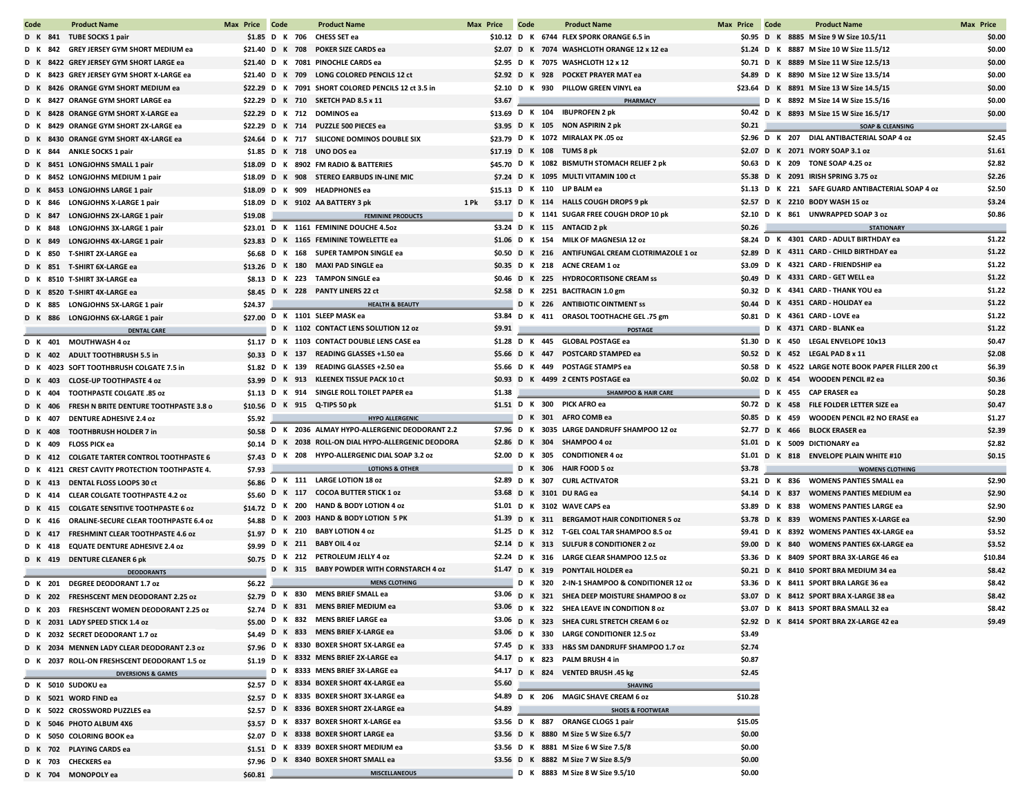| Code | | | Product Name | Max Price |
|---|---|---|---|---|
| D | K | 841 | TUBE SOCKS 1 pair | $1.85 |
| D | K | 842 | GREY JERSEY GYM SHORT MEDIUM ea | $21.40 |
| D | K | 8422 | GREY JERSEY GYM SHORT LARGE ea | $21.40 |
| D | K | 8423 | GREY JERSEY GYM SHORT X-LARGE ea | $21.40 |
| D | K | 8426 | ORANGE GYM SHORT MEDIUM ea | $22.29 |
| D | K | 8427 | ORANGE GYM SHORT LARGE ea | $22.29 |
| D | K | 8428 | ORANGE GYM SHORT X-LARGE ea | $22.29 |
| D | K | 8429 | ORANGE GYM SHORT 2X-LARGE ea | $22.29 |
| D | K | 8430 | ORANGE GYM SHORT 4X-LARGE ea | $24.64 |
| D | K | 844 | ANKLE SOCKS 1 pair | $1.85 |
| D | K | 8451 | LONGJOHNS SMALL 1 pair | $18.09 |
| D | K | 8452 | LONGJOHNS MEDIUM 1 pair | $18.09 |
| D | K | 8453 | LONGJOHNS LARGE 1 pair | $18.09 |
| D | K | 846 | LONGJOHNS X-LARGE 1 pair | $18.09 |
| D | K | 847 | LONGJOHNS 2X-LARGE 1 pair | $19.08 |
| D | K | 848 | LONGJOHNS 3X-LARGE 1 pair | $23.01 |
| D | K | 849 | LONGJOHNS 4X-LARGE 1 pair | $23.83 |
| D | K | 850 | T-SHIRT 2X-LARGE ea | $6.68 |
| D | K | 851 | T-SHIRT 6X-LARGE ea | $13.26 |
| D | K | 8510 | T-SHIRT 3X-LARGE ea | $8.13 |
| D | K | 8520 | T-SHIRT 4X-LARGE ea | $8.45 |
| D | K | 885 | LONGJOHNS 5X-LARGE 1 pair | $24.37 |
| D | K | 886 | LONGJOHNS 6X-LARGE 1 pair | $27.00 |
| | | | **DENTAL CARE** | |
| D | K | 401 | MOUTHWASH 4 oz | $1.17 |
| D | K | 402 | ADULT TOOTHBRUSH 5.5 in | $0.33 |
| D | K | 4023 | SOFT TOOTHBRUSH COLGATE 7.5 in | $1.82 |
| D | K | 403 | CLOSE-UP TOOTHPASTE 4 oz | $3.99 |
| D | K | 404 | TOOTHPASTE COLGATE .85 oz | $1.13 |
| D | K | 406 | FRESH N BRITE DENTURE TOOTHPASTE 3.8 o | $10.56 |
| D | K | 407 | DENTURE ADHESIVE 2.4 oz | $5.92 |
| D | K | 408 | TOOTHBRUSH HOLDER 7 in | $0.58 |
| D | K | 409 | FLOSS PICK ea | $0.14 |
| D | K | 412 | COLGATE TARTER CONTROL TOOTHPASTE 6 | $7.43 |
| D | K | 4121 | CREST CAVITY PROTECTION TOOTHPASTE 4. | $7.93 |
| D | K | 413 | DENTAL FLOSS LOOPS 30 ct | $6.86 |
| D | K | 414 | CLEAR COLGATE TOOTHPASTE 4.2 oz | $5.60 |
| D | K | 415 | COLGATE SENSITIVE TOOTHPASTE 6 oz | $14.72 |
| D | K | 416 | ORALINE-SECURE CLEAR TOOTHPASTE 6.4 oz | $4.88 |
| D | K | 417 | FRESHMINT CLEAR TOOTHPASTE 4.6 oz | $1.97 |
| D | K | 418 | EQUATE DENTURE ADHESIVE 2.4 oz | $9.99 |
| D | K | 419 | DENTURE CLEANER 6 pk | $0.75 |
| | | | **DEODORANTS** | |
| D | K | 201 | DEGREE DEODORANT 1.7 oz | $6.22 |
| D | K | 202 | FRESHSCENT MEN DEODORANT 2.25 oz | $2.79 |
| D | K | 203 | FRESHSCENT WOMEN DEODORANT 2.25 oz | $2.74 |
| D | K | 2031 | LADY SPEED STICK 1.4 oz | $5.00 |
| D | K | 2032 | SECRET DEODORANT 1.7 oz | $4.49 |
| D | K | 2034 | MENNEN LADY CLEAR DEODORANT 2.3 oz | $7.96 |
| D | K | 2037 | ROLL-ON FRESHSCENT DEODORANT 1.5 oz | $1.19 |
| | | | **DIVERSIONS & GAMES** | |
| D | K | 5010 | SUDOKU ea | $2.57 |
| D | K | 5021 | WORD FIND ea | $2.57 |
| D | K | 5022 | CROSSWORD PUZZLES ea | $2.57 |
| D | K | 5046 | PHOTO ALBUM 4X6 | $3.57 |
| D | K | 5050 | COLORING BOOK ea | $2.07 |
| D | K | 702 | PLAYING CARDS ea | $1.51 |
| D | K | 703 | CHECKERS ea | $7.96 |
| D | K | 704 | MONOPOLY ea | $60.81 |
| D | K | 706 | CHESS SET ea | $10.12 |
| D | K | 708 | POKER SIZE CARDS ea | $2.07 |
| D | K | 7081 | PINOCHLE CARDS ea | $2.95 |
| D | K | 709 | LONG COLORED PENCILS 12 ct | $2.92 |
| D | K | 7091 | SHORT COLORED PENCILS 12 ct 3.5 in | $2.10 |
| D | K | 710 | SKETCH PAD 8.5 x 11 | $3.67 |
| D | K | 712 | DOMINOS ea | $13.69 |
| D | K | 714 | PUZZLE 500 PIECES ea | $3.95 |
| D | K | 717 | SILICONE DOMINOS DOUBLE SIX | $23.79 |
| D | K | 718 | UNO DOS ea | $17.19 |
| D | K | 8902 | FM RADIO & BATTERIES | $45.70 |
| D | K | 908 | STEREO EARBUDS IN-LINE MIC | $7.24 |
| D | K | 909 | HEADPHONES ea | $15.13 |
| D | K | 9102 | AA BATTERY 3 pk 1 Pk | $3.17 |
| | | | **FEMININE PRODUCTS** | |
| D | K | 1161 | FEMININE DOUCHE 4.5oz | $3.24 |
| D | K | 1165 | FEMININE TOWELETTE ea | $1.06 |
| D | K | 168 | SUPER TAMPON SINGLE ea | $0.50 |
| D | K | 180 | MAXI PAD SINGLE ea | $0.35 |
| D | K | 223 | TAMPON SINGLE ea | $0.46 |
| D | K | 228 | PANTY LINERS 22 ct | $2.58 |
| | | | **HEALTH & BEAUTY** | |
| D | K | 1101 | SLEEP MASK ea | $3.84 |
| D | K | 1102 | CONTACT LENS SOLUTION 12 oz | $9.91 |
| D | K | 1103 | CONTACT DOUBLE LENS CASE ea | $1.28 |
| D | K | 137 | READING GLASSES +1.50 ea | $5.66 |
| D | K | 139 | READING GLASSES +2.50 ea | $5.66 |
| D | K | 913 | KLEENEX TISSUE PACK 10 ct | $0.93 |
| D | K | 914 | SINGLE ROLL TOILET PAPER ea | $1.38 |
| D | K | 915 | Q-TIPS 50 pk | $1.51 |
| | | | **HYPO ALLERGENIC** | |
| D | K | 2036 | ALMAY HYPO-ALLERGENIC DEODORANT 2.2 | $7.96 |
| D | K | 2038 | ROLL-ON DIAL HYPO-ALLERGENIC DEODORA | $2.86 |
| D | K | 208 | HYPO-ALLERGENIC DIAL SOAP 3.2 oz | $2.00 |
| | | | **LOTIONS & OTHER** | |
| D | K | 111 | LARGE LOTION 18 oz | $2.89 |
| D | K | 117 | COCOA BUTTER STICK 1 oz | $3.68 |
| D | K | 200 | HAND & BODY LOTION 4 oz | $1.01 |
| D | K | 2003 | HAND & BODY LOTION 5 PK | $1.39 |
| D | K | 210 | BABY LOTION 4 oz | $1.25 |
| D | K | 211 | BABY OIL 4 oz | $2.14 |
| D | K | 212 | PETROLEUM JELLY 4 oz | $2.24 |
| D | K | 315 | BABY POWDER WITH CORNSTARCH 4 oz | $1.47 |
| | | | **MENS CLOTHING** | |
| D | K | 830 | MENS BRIEF SMALL ea | $3.06 |
| D | K | 831 | MENS BRIEF MEDIUM ea | $3.06 |
| D | K | 832 | MENS BRIEF LARGE ea | $3.06 |
| D | K | 833 | MENS BRIEF X-LARGE ea | $3.06 |
| D | K | 8330 | BOXER SHORT 5X-LARGE ea | $7.45 |
| D | K | 8332 | MENS BRIEF 2X-LARGE ea | $4.17 |
| D | K | 8333 | MENS BRIEF 3X-LARGE ea | $4.17 |
| D | K | 8334 | BOXER SHORT 4X-LARGE ea | $5.60 |
| D | K | 8335 | BOXER SHORT 3X-LARGE ea | $4.89 |
| D | K | 8336 | BOXER SHORT 2X-LARGE ea | $4.89 |
| D | K | 8337 | BOXER SHORT X-LARGE ea | $3.56 |
| D | K | 8338 | BOXER SHORT LARGE ea | $3.56 |
| D | K | 8339 | BOXER SHORT MEDIUM ea | $3.56 |
| D | K | 8340 | BOXER SHORT SMALL ea | $3.56 |
| | | | **MISCELLANEOUS** | |
| D | K | 6744 | FLEX SPORK ORANGE 6.5 in | $0.95 |
| D | K | 7074 | WASHCLOTH ORANGE 12 x 12 ea | $1.24 |
| D | K | 7075 | WASHCLOTH 12 x 12 | $0.71 |
| D | K | 928 | POCKET PRAYER MAT ea | $4.89 |
| D | K | 930 | PILLOW GREEN VINYL ea | $23.64 |
| | | | **PHARMACY** | |
| D | K | 104 | IBUPROFEN 2 pk | $0.42 |
| D | K | 105 | NON ASPIRIN 2 pk | $0.21 |
| D | K | 1072 | MIRALAX PK .05 oz | $2.96 |
| D | K | 108 | TUMS 8 pk | $2.07 |
| D | K | 1082 | BISMUTH STOMACH RELIEF 2 pk | $0.63 |
| D | K | 1095 | MULTI VITAMIN 100 ct | $5.38 |
| D | K | 110 | LIP BALM ea | $1.13 |
| D | K | 114 | HALLS COUGH DROPS 9 pk | $2.57 |
| D | K | 1141 | SUGAR FREE COUGH DROP 10 pk | $2.10 |
| D | K | 115 | ANTACID 2 pk | $0.26 |
| D | K | 154 | MILK OF MAGNESIA 12 oz | $8.24 |
| D | K | 216 | ANTIFUNGAL CREAM CLOTRIMAZOLE 1 oz | $2.89 |
| D | K | 218 | ACNE CREAM 1 oz | $3.09 |
| D | K | 225 | HYDROCORTISONE CREAM ss | $0.49 |
| D | K | 2251 | BACITRACIN 1.0 gm | $0.32 |
| D | K | 226 | ANTIBIOTIC OINTMENT ss | $0.44 |
| D | K | 411 | ORASOL TOOTHACHE GEL .75 gm | $0.81 |
| | | | **POSTAGE** | |
| D | K | 445 | GLOBAL POSTAGE ea | $1.30 |
| D | K | 447 | POSTCARD STAMPED ea | $0.52 |
| D | K | 449 | POSTAGE STAMPS ea | $0.58 |
| D | K | 4499 | 2 CENTS POSTAGE ea | $0.02 |
| | | | **SHAMPOO & HAIR CARE** | |
| D | K | 300 | PICK AFRO ea | $0.72 |
| D | K | 301 | AFRO COMB ea | $0.85 |
| D | K | 3035 | LARGE DANDRUFF SHAMPOO 12 oz | $2.77 |
| D | K | 304 | SHAMPOO 4 oz | $1.01 |
| D | K | 305 | CONDITIONER 4 oz | $1.01 |
| D | K | 306 | HAIR FOOD 5 oz | $3.78 |
| D | K | 307 | CURL ACTIVATOR | $3.21 |
| D | K | 3101 | DU RAG ea | $4.14 |
| D | K | 3102 | WAVE CAPS ea | $3.89 |
| D | K | 311 | BERGAMOT HAIR CONDITIONER 5 oz | $3.78 |
| D | K | 312 | T-GEL COAL TAR SHAMPOO 8.5 oz | $9.41 |
| D | K | 313 | SULFUR 8 CONDITIONER 2 oz | $9.00 |
| D | K | 316 | LARGE CLEAR SHAMPOO 12.5 oz | $3.36 |
| D | K | 319 | PONYTAIL HOLDER ea | $0.21 |
| D | K | 320 | 2-IN-1 SHAMPOO & CONDITIONER 12 oz | $3.36 |
| D | K | 321 | SHEA DEEP MOISTURE SHAMPOO 8 oz | $3.07 |
| D | K | 322 | SHEA LEAVE IN CONDITION 8 oz | $3.07 |
| D | K | 323 | SHEA CURL STRETCH CREAM 6 oz | $2.92 |
| D | K | 330 | LARGE CONDITIONER 12.5 oz | $3.49 |
| D | K | 333 | H&S SM DANDRUFF SHAMPOO 1.7 oz | $2.74 |
| D | K | 823 | PALM BRUSH 4 in | $0.87 |
| D | K | 824 | VENTED BRUSH .45 kg | $2.45 |
| | | | **SHAVING** | |
| D | K | 206 | MAGIC SHAVE CREAM 6 oz | $10.28 |
| | | | **SHOES & FOOTWEAR** | |
| D | K | 887 | ORANGE CLOGS 1 pair | $15.05 |
| D | K | 8880 | M Size 5 W Size 6.5/7 | $0.00 |
| D | K | 8881 | M Size 6 W Size 7.5/8 | $0.00 |
| D | K | 8882 | M Size 7 W Size 8.5/9 | $0.00 |
| D | K | 8883 | M Size 8 W Size 9.5/10 | $0.00 |
| D | K | 8885 | M Size 9 W Size 10.5/11 | $0.00 |
| D | K | 8887 | M Size 10 W Size 11.5/12 | $0.00 |
| D | K | 8889 | M Size 11 W Size 12.5/13 | $0.00 |
| D | K | 8890 | M Size 12 W Size 13.5/14 | $0.00 |
| D | K | 8891 | M Size 13 W Size 14.5/15 | $0.00 |
| D | K | 8892 | M Size 14 W Size 15.5/16 | $0.00 |
| D | K | 8893 | M Size 15 W Size 16.5/17 | $0.00 |
| | | | **SOAP & CLEANSING** | |
| D | K | 207 | DIAL ANTIBACTERIAL SOAP 4 oz | $2.45 |
| D | K | 2071 | IVORY SOAP 3.1 oz | $1.61 |
| D | K | 209 | TONE SOAP 4.25 oz | $2.82 |
| D | K | 2091 | IRISH SPRING 3.75 oz | $2.26 |
| D | K | 221 | SAFE GUARD ANTIBACTERIAL SOAP 4 oz | $2.50 |
| D | K | 2210 | BODY WASH 15 oz | $3.24 |
| D | K | 861 | UNWRAPPED SOAP 3 oz | $0.86 |
| | | | **STATIONARY** | |
| D | K | 4301 | CARD - ADULT BIRTHDAY ea | $1.22 |
| D | K | 4311 | CARD - CHILD BIRTHDAY ea | $1.22 |
| D | K | 4321 | CARD - FRIENDSHIP ea | $1.22 |
| D | K | 4331 | CARD - GET WELL ea | $1.22 |
| D | K | 4341 | CARD - THANK YOU ea | $1.22 |
| D | K | 4351 | CARD - HOLIDAY ea | $1.22 |
| D | K | 4361 | CARD - LOVE ea | $1.22 |
| D | K | 4371 | CARD - BLANK ea | $1.22 |
| D | K | 450 | LEGAL ENVELOPE 10x13 | $0.47 |
| D | K | 452 | LEGAL PAD 8 x 11 | $2.08 |
| D | K | 4522 | LARGE NOTE BOOK PAPER FILLER 200 ct | $6.39 |
| D | K | 454 | WOODEN PENCIL #2 ea | $0.36 |
| D | K | 455 | CAP ERASER ea | $0.28 |
| D | K | 458 | FILE FOLDER LETTER SIZE ea | $0.47 |
| D | K | 459 | WOODEN PENCIL #2 NO ERASE ea | $1.27 |
| D | K | 466 | BLOCK ERASER ea | $2.39 |
| D | K | 5009 | DICTIONARY ea | $2.82 |
| D | K | 818 | ENVELOPE PLAIN WHITE #10 | $0.15 |
| | | | **WOMENS CLOTHING** | |
| D | K | 836 | WOMENS PANTIES SMALL ea | $2.90 |
| D | K | 837 | WOMENS PANTIES MEDIUM ea | $2.90 |
| D | K | 838 | WOMENS PANTIES LARGE ea | $2.90 |
| D | K | 839 | WOMENS PANTIES X-LARGE ea | $2.90 |
| D | K | 8392 | WOMENS PANTIES 4X-LARGE ea | $3.52 |
| D | K | 840 | WOMENS PANTIES 6X-LARGE ea | $3.52 |
| D | K | 8409 | SPORT BRA 3X-LARGE 46 ea | $10.84 |
| D | K | 8410 | SPORT BRA MEDIUM 34 ea | $8.42 |
| D | K | 8411 | SPORT BRA LARGE 36 ea | $8.42 |
| D | K | 8412 | SPORT BRA X-LARGE 38 ea | $8.42 |
| D | K | 8413 | SPORT BRA SMALL 32 ea | $8.42 |
| D | K | 8414 | SPORT BRA 2X-LARGE 42 ea | $9.49 |